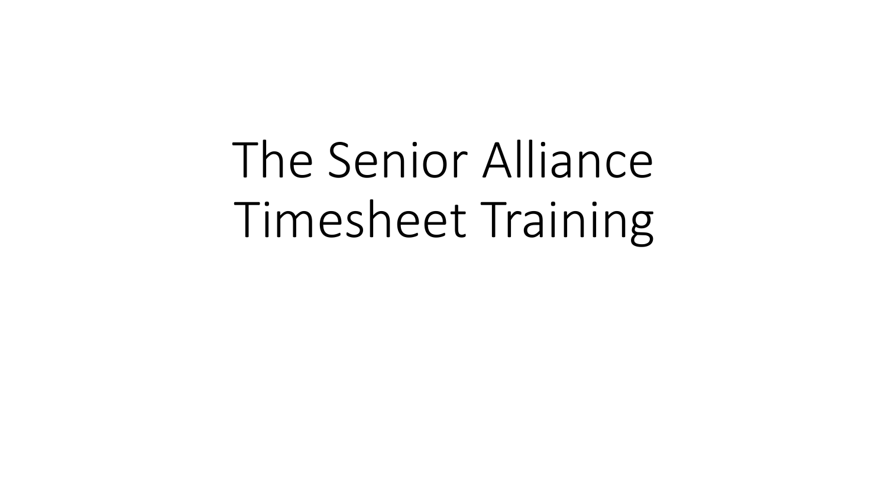# The Senior Alliance Timesheet Training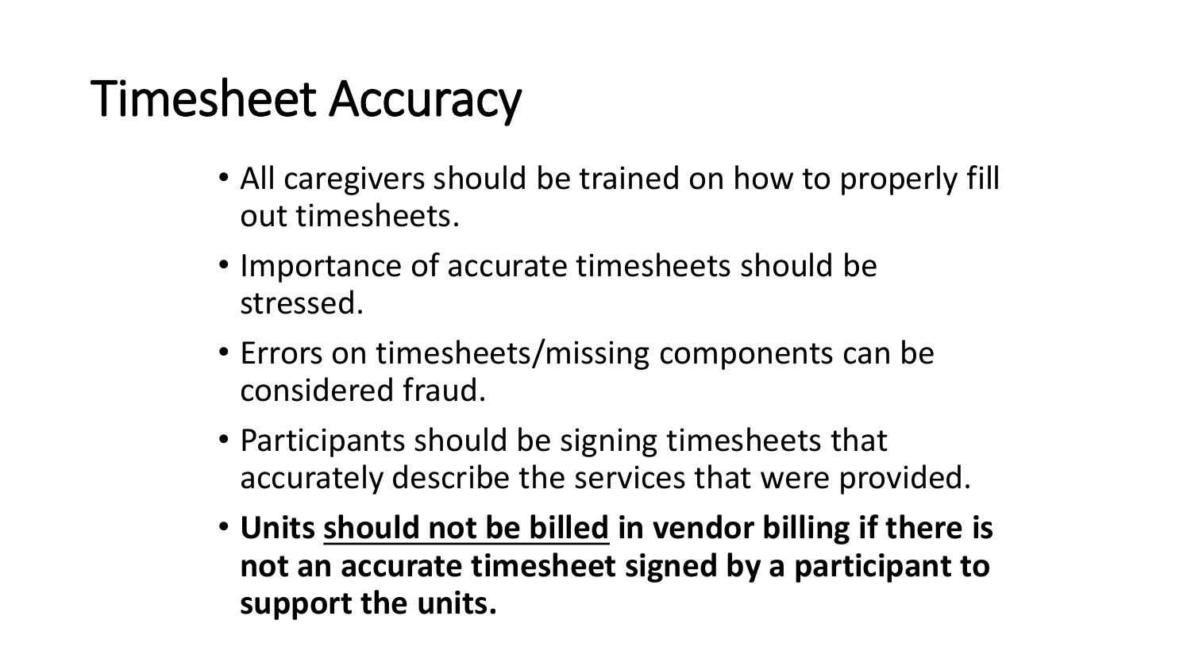# Timesheet Accuracy

- All caregivers should be trained on how to properly fill out timesheets.
- Importance of accurate timesheets should be stressed.
- Errors on timesheets/missing components can be considered fraud.
- Participants should be signing timesheets that accurately describe the services that were provided.
- **Units <u>should not be billed</u> in vendor billing if there is not an accurate timesheet signed by a participant to support the units.**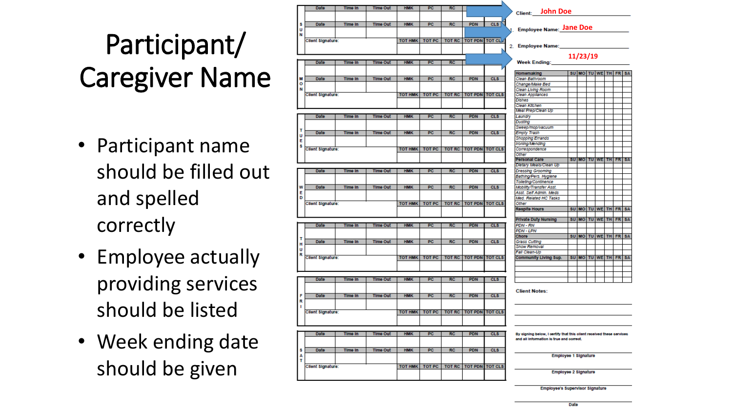# Participant/ Caregiver Name

- Participant name should be filled out and spelled correctly
- Employee actually providing services should be listed
- Week ending date should be given

**SUN**

| Date | Time In | Time Out | HMK | PC | RC | PDN | CLS |
|---|---|---|---|---|---|---|---|
| | | | | | | | |
| Date | Time In | Time Out | HMK | PC | RC | PDN | CLS |
| | | | | | | | |
| Client Signature: | | | TOT HMK | TOT PC | TOT RC | TOT PDN | TOT CLS |

**MON**

| Date | Time In | Time Out | HMK | PC | RC | PDN | CLS |
|---|---|---|---|---|---|---|---|
| | | | | | | | |
| Date | Time In | Time Out | HMK | PC | RC | PDN | CLS |
| | | | | | | | |
| Client Signature: | | | TOT HMK | TOT PC | TOT RC | TOT PDN | TOT CLS |

**TUES**

| Date | Time In | Time Out | HMK | PC | RC | PDN | CLS |
|---|---|---|---|---|---|---|---|
| | | | | | | | |
| Date | Time In | Time Out | HMK | PC | RC | PDN | CLS |
| | | | | | | | |
| Client Signature: | | | TOT HMK | TOT PC | TOT RC | TOT PDN | TOT CLS |

**WED**

| Date | Time In | Time Out | HMK | PC | RC | PDN | CLS |
|---|---|---|---|---|---|---|---|
| | | | | | | | |
| Date | Time In | Time Out | HMK | PC | RC | PDN | CLS |
| | | | | | | | |
| Client Signature: | | | TOT HMK | TOT PC | TOT RC | TOT PDN | TOT CLS |

**THUR**

| Date | Time In | Time Out | HMK | PC | RC | PDN | CLS |
|---|---|---|---|---|---|---|---|
| | | | | | | | |
| Date | Time In | Time Out | HMK | PC | RC | PDN | CLS |
| | | | | | | | |
| Client Signature: | | | TOT HMK | TOT PC | TOT RC | TOT PDN | TOT CLS |

**FRI**

| Date | Time In | Time Out | HMK | PC | RC | PDN | CLS |
|---|---|---|---|---|---|---|---|
| | | | | | | | |
| Date | Time In | Time Out | HMK | PC | RC | PDN | CLS |
| | | | | | | | |
| Client Signature: | | | TOT HMK | TOT PC | TOT RC | TOT PDN | TOT CLS |

**SAT**

| Date | Time In | Time Out | HMK | PC | RC | PDN | CLS |
|---|---|---|---|---|---|---|---|
| | | | | | | | |
| Date | Time In | Time Out | HMK | PC | RC | PDN | CLS |
| | | | | | | | |
| Client Signature: | | | TOT HMK | TOT PC | TOT RC | TOT PDN | TOT CLS |

Client: John Doe

1. Employee Name: Jane Doe

2. Employee Name: ____________

Week Ending: 11/23/19

| Homemaking | SU | MO | TU | WE | TH | FR | SA |
|---|---|---|---|---|---|---|---|
| Clean Bathroom | | | | | | | |
| Change/Make Bed | | | | | | | |
| Clean Living Room | | | | | | | |
| Clean Appliances | | | | | | | |
| Dishes | | | | | | | |
| Clean Kitchen | | | | | | | |
| Meal Prep/Clean Up | | | | | | | |
| Laundry | | | | | | | |
| Dusting | | | | | | | |
| Sweep/mop/vacuum | | | | | | | |
| Empty Trash | | | | | | | |
| Shopping Errands | | | | | | | |
| Ironing/Mending | | | | | | | |
| Correspondence | | | | | | | |
| Other | | | | | | | |
| **Personal Care** | **SU** | **MO** | **TU** | **WE** | **TH** | **FR** | **SA** |
| Dietary Meals/Clean Up | | | | | | | |
| Dressing Grooming | | | | | | | |
| Bathing/Pers. Hygiene | | | | | | | |
| Toileting/Continence | | | | | | | |
| Mobility/Transfer Asst. | | | | | | | |
| Asst. Self Admin. Meds | | | | | | | |
| Med. Related HC Tasks | | | | | | | |
| Other | | | | | | | |
| **Respite Hours** | **SU** | **MO** | **TU** | **WE** | **TH** | **FR** | **SA** |
| **Private Duty Nursing** | **SU** | **MO** | **TU** | **WE** | **TH** | **FR** | **SA** |
| PDN - RN | | | | | | | |
| PDN - LPN | | | | | | | |
| **Chore** | **SU** | **MO** | **TU** | **WE** | **TH** | **FR** | **SA** |
| Grass Cutting | | | | | | | |
| Snow Removal | | | | | | | |
| Fall Clean-Up | | | | | | | |
| **Community Living Sup.** | **SU** | **MO** | **TU** | **WE** | **TH** | **FR** | **SA** |
| | | | | | | | |
| | | | | | | | |
| | | | | | | | |
| | | | | | | | |

Client Notes:

By signing below, I certify that this client received these services and all information is true and correct.

Employee 1 Signature

Employee 2 Signature

Employee's Supervisor Signature

Date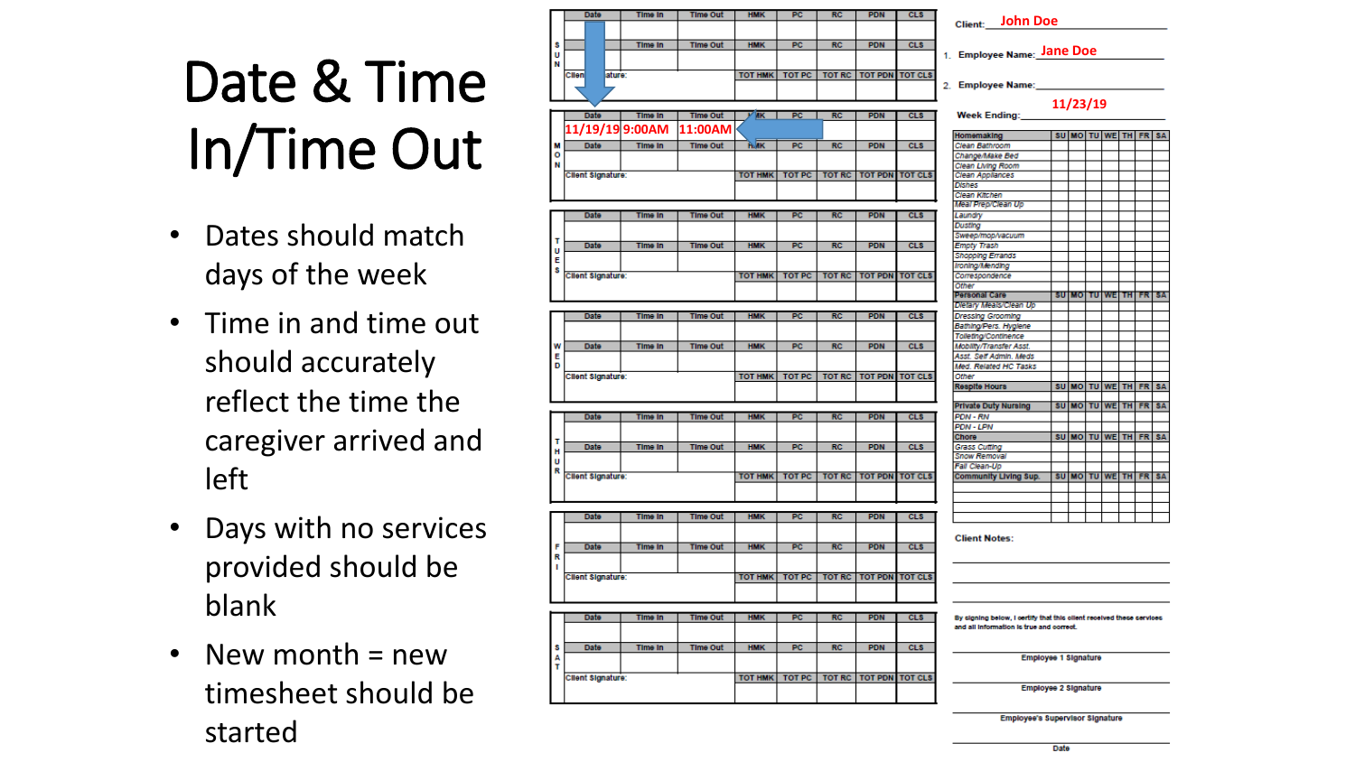# Date & Time In/Time Out

- Dates should match days of the week
- Time in and time out should accurately reflect the time the caregiver arrived and left
- Days with no services provided should be blank
- New month = new timesheet should be started

| | Date | Time In | Time Out | HMK | PC | RC | PDN | CLS |
|---|---|---|---|---|---|---|---|---|
| SUN | | | | | | | | |
| | Date | Time In | Time Out | HMK | PC | RC | PDN | CLS |
| | | | | | | | | |
| | Client Signature: | | | TOT HMK | TOT PC | TOT RC | TOT PDN | TOT CLS |
| MON | Date | Time In | Time Out | HMK | PC | RC | PDN | CLS |
| | 11/19/19 | 9:00AM | 11:00AM | | | | | |
| | Date | Time In | Time Out | HMK | PC | RC | PDN | CLS |
| | | | | | | | | |
| | Client Signature: | | | TOT HMK | TOT PC | TOT RC | TOT PDN | TOT CLS |
| TUES | Date | Time In | Time Out | HMK | PC | RC | PDN | CLS |
| | | | | | | | | |
| | Date | Time In | Time Out | HMK | PC | RC | PDN | CLS |
| | | | | | | | | |
| | Client Signature: | | | TOT HMK | TOT PC | TOT RC | TOT PDN | TOT CLS |
| WED | Date | Time In | Time Out | HMK | PC | RC | PDN | CLS |
| | | | | | | | | |
| | Date | Time In | Time Out | HMK | PC | RC | PDN | CLS |
| | | | | | | | | |
| | Client Signature: | | | TOT HMK | TOT PC | TOT RC | TOT PDN | TOT CLS |
| THUR | Date | Time In | Time Out | HMK | PC | RC | PDN | CLS |
| | | | | | | | | |
| | Date | Time In | Time Out | HMK | PC | RC | PDN | CLS |
| | | | | | | | | |
| | Client Signature: | | | TOT HMK | TOT PC | TOT RC | TOT PDN | TOT CLS |
| FRI | Date | Time In | Time Out | HMK | PC | RC | PDN | CLS |
| | | | | | | | | |
| | Date | Time In | Time Out | HMK | PC | RC | PDN | CLS |
| | | | | | | | | |
| | Client Signature: | | | TOT HMK | TOT PC | TOT RC | TOT PDN | TOT CLS |
| SAT | Date | Time In | Time Out | HMK | PC | RC | PDN | CLS |
| | | | | | | | | |
| | Date | Time In | Time Out | HMK | PC | RC | PDN | CLS |
| | | | | | | | | |
| | Client Signature: | | | TOT HMK | TOT PC | TOT RC | TOT PDN | TOT CLS |

Client: John Doe

1. Employee Name: Jane Doe
2. Employee Name:

Week Ending: 11/23/19

| Homemaking | SU | MO | TU | WE | TH | FR | SA |
|---|---|---|---|---|---|---|---|
| Clean Bathroom | | | | | | | |
| Change/Make Bed | | | | | | | |
| Clean Living Room | | | | | | | |
| Clean Appliances | | | | | | | |
| Dishes | | | | | | | |
| Clean Kitchen | | | | | | | |
| Meal Prep/Clean Up | | | | | | | |
| Laundry | | | | | | | |
| Dusting | | | | | | | |
| Sweep/mop/vacuum | | | | | | | |
| Empty Trash | | | | | | | |
| Shopping Errands | | | | | | | |
| Ironing/Mending | | | | | | | |
| Correspondence | | | | | | | |
| Other | | | | | | | |
| **Personal Care** | SU | MO | TU | WE | TH | FR | SA |
| Dietary Meals/Clean Up | | | | | | | |
| Dressing Grooming | | | | | | | |
| Bathing/Pers. Hygiene | | | | | | | |
| Toileting/Continence | | | | | | | |
| Mobility/Transfer Asst. | | | | | | | |
| Asst. Self Admin. Meds | | | | | | | |
| Med. Related HC Tasks | | | | | | | |
| Other | | | | | | | |
| **Respite Hours** | SU | MO | TU | WE | TH | FR | SA |
| | | | | | | | |
| **Private Duty Nursing** | SU | MO | TU | WE | TH | FR | SA |
| PDN - RN | | | | | | | |
| PDN - LPN | | | | | | | |
| **Chore** | SU | MO | TU | WE | TH | FR | SA |
| Grass Cutting | | | | | | | |
| Snow Removal | | | | | | | |
| Fall Clean-Up | | | | | | | |
| **Community Living Sup.** | SU | MO | TU | WE | TH | FR | SA |
| | | | | | | | |
| | | | | | | | |
| | | | | | | | |
| | | | | | | | |

Client Notes:

By signing below, I certify that this client received these services and all information is true and correct.

Employee 1 Signature

Employee 2 Signature

Employee's Supervisor Signature

Date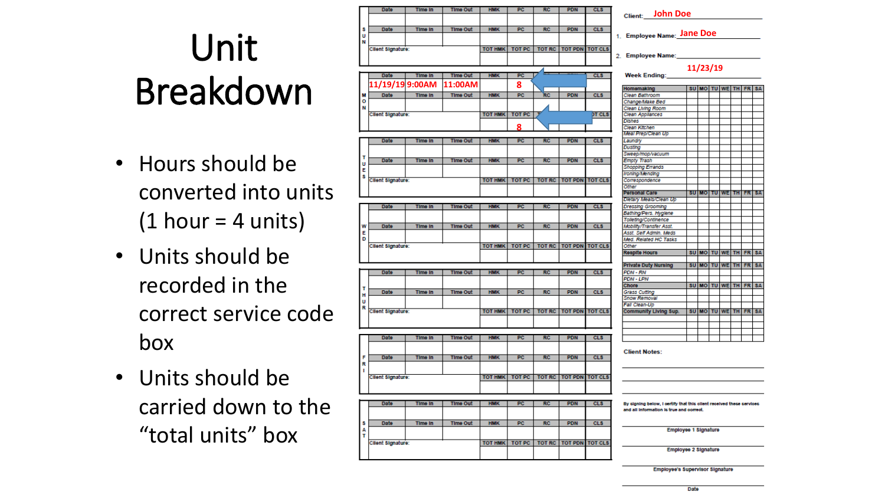# Unit Breakdown

- Hours should be converted into units (1 hour = 4 units)
- Units should be recorded in the correct service code box
- Units should be carried down to the "total units" box

| | Date | Time In | Time Out | HMK | PC | RC | PDN | CLS |
|---|---|---|---|---|---|---|---|---|
| SUN | | | | | | | | |
| | Date | Time In | Time Out | HMK | PC | RC | PDN | CLS |
| | | | | | | | | |
| | Client Signature: | | | TOT HMK | TOT PC | TOT RC | TOT PDN | TOT CLS |
| | | | | | | | | |
| MON | Date | Time In | Time Out | HMK | PC | RC | PDN | CLS |
| | 11/19/19 | 9:00AM | 11:00AM | | 8 | | | |
| | Date | Time In | Time Out | HMK | PC | RC | PDN | CLS |
| | | | | | | | | |
| | Client Signature: | | | TOT HMK | TOT PC | TOT RC | TOT PDN | TOT CLS |
| | | | | | 8 | | | |
| TUES | Date | Time In | Time Out | HMK | PC | RC | PDN | CLS |
| | | | | | | | | |
| | Date | Time In | Time Out | HMK | PC | RC | PDN | CLS |
| | | | | | | | | |
| | Client Signature: | | | TOT HMK | TOT PC | TOT RC | TOT PDN | TOT CLS |
| | | | | | | | | |
| WED | Date | Time In | Time Out | HMK | PC | RC | PDN | CLS |
| | | | | | | | | |
| | Date | Time In | Time Out | HMK | PC | RC | PDN | CLS |
| | | | | | | | | |
| | Client Signature: | | | TOT HMK | TOT PC | TOT RC | TOT PDN | TOT CLS |
| | | | | | | | | |
| THUR | Date | Time In | Time Out | HMK | PC | RC | PDN | CLS |
| | | | | | | | | |
| | Date | Time In | Time Out | HMK | PC | RC | PDN | CLS |
| | | | | | | | | |
| | Client Signature: | | | TOT HMK | TOT PC | TOT RC | TOT PDN | TOT CLS |
| | | | | | | | | |
| FRI | Date | Time In | Time Out | HMK | PC | RC | PDN | CLS |
| | | | | | | | | |
| | Date | Time In | Time Out | HMK | PC | RC | PDN | CLS |
| | | | | | | | | |
| | Client Signature: | | | TOT HMK | TOT PC | TOT RC | TOT PDN | TOT CLS |
| | | | | | | | | |
| SAT | Date | Time In | Time Out | HMK | PC | RC | PDN | CLS |
| | | | | | | | | |
| | Date | Time In | Time Out | HMK | PC | RC | PDN | CLS |
| | | | | | | | | |
| | Client Signature: | | | TOT HMK | TOT PC | TOT RC | TOT PDN | TOT CLS |
| | | | | | | | | |

Client: John Doe

1. Employee Name: Jane Doe

2. Employee Name: ____________

Week Ending: 11/23/19

| Homemaking | SU | MO | TU | WE | TH | FR | SA |
|---|---|---|---|---|---|---|---|
| Clean Bathroom | | | | | | | |
| Change/Make Bed | | | | | | | |
| Clean Living Room | | | | | | | |
| Clean Appliances | | | | | | | |
| Dishes | | | | | | | |
| Clean Kitchen | | | | | | | |
| Meal Prep/Clean Up | | | | | | | |
| Laundry | | | | | | | |
| Dusting | | | | | | | |
| Sweep/mop/vacuum | | | | | | | |
| Empty Trash | | | | | | | |
| Shopping Errands | | | | | | | |
| Ironing/Mending | | | | | | | |
| Correspondence | | | | | | | |
| Other | | | | | | | |
| **Personal Care** | **SU** | **MO** | **TU** | **WE** | **TH** | **FR** | **SA** |
| Dietary Meals/Clean Up | | | | | | | |
| Dressing Grooming | | | | | | | |
| Bathing/Pers. Hygiene | | | | | | | |
| Toileting/Continence | | | | | | | |
| Mobility/Transfer Asst. | | | | | | | |
| Asst. Self Admin. Meds | | | | | | | |
| Med. Related HC Tasks | | | | | | | |
| Other | | | | | | | |
| **Respite Hours** | **SU** | **MO** | **TU** | **WE** | **TH** | **FR** | **SA** |
| | | | | | | | |
| **Private Duty Nursing** | **SU** | **MO** | **TU** | **WE** | **TH** | **FR** | **SA** |
| PDN - RN | | | | | | | |
| PDN - LPN | | | | | | | |
| **Chore** | **SU** | **MO** | **TU** | **WE** | **TH** | **FR** | **SA** |
| Grass Cutting | | | | | | | |
| Snow Removal | | | | | | | |
| Fall Clean-Up | | | | | | | |
| **Community Living Sup.** | **SU** | **MO** | **TU** | **WE** | **TH** | **FR** | **SA** |
| | | | | | | | |
| | | | | | | | |
| | | | | | | | |

Client Notes:

By signing below, I certify that this client received these services and all information is true and correct.

Employee 1 Signature

Employee 2 Signature

Employee's Supervisor Signature

Date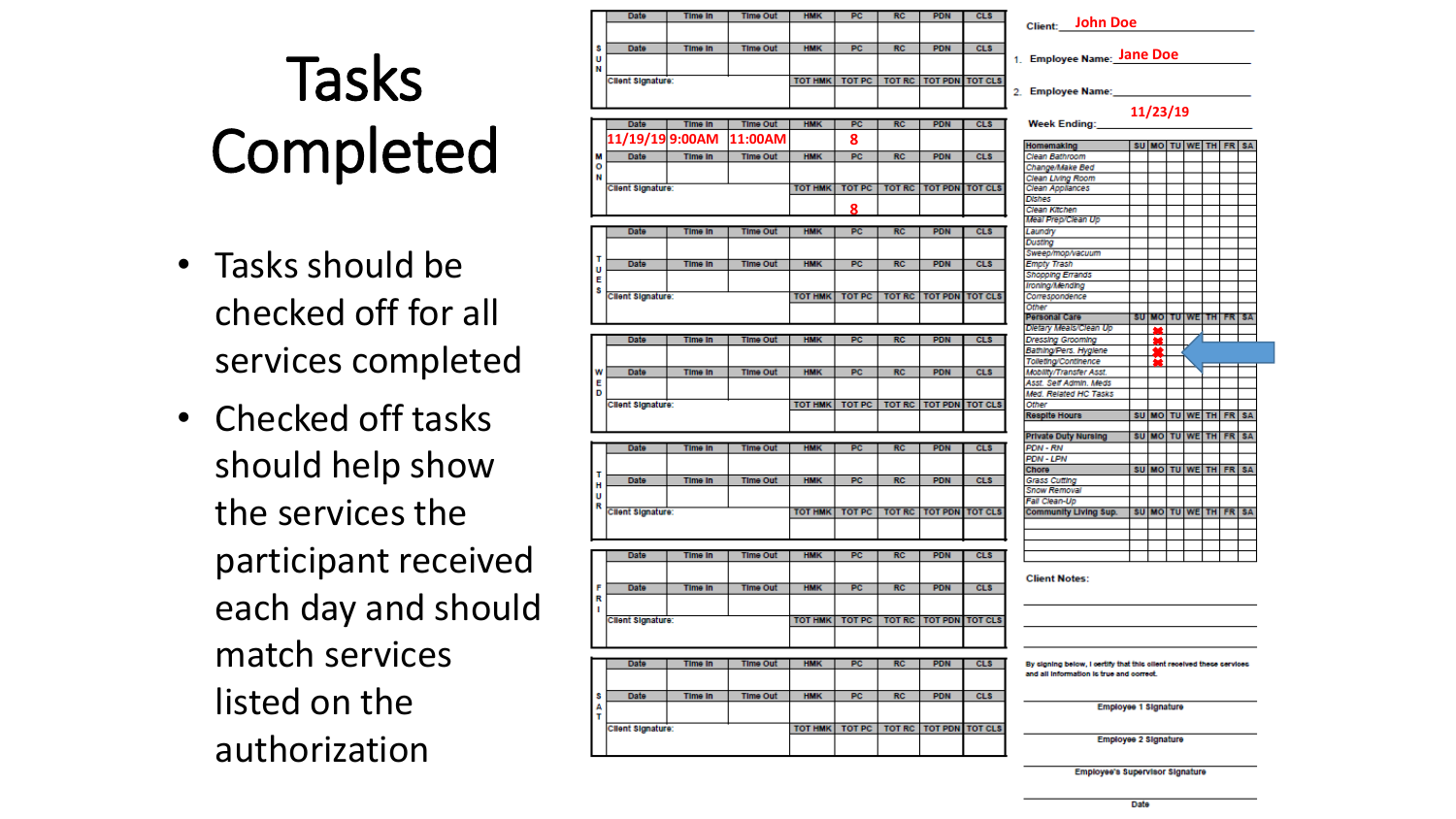# Tasks Completed

- Tasks should be checked off for all services completed
- Checked off tasks should help show the services the participant received each day and should match services listed on the authorization

| | Date | Time In | Time Out | HMK | PC | RC | PDN | CLS |
|---|---|---|---|---|---|---|---|---|
| SUN | | | | | | | | |
| | Date | Time In | Time Out | HMK | PC | RC | PDN | CLS |
| | | | | | | | | |
| | Client Signature: | | | TOT HMK | TOT PC | TOT RC | TOT PDN | TOT CLS |
| | | | | | | | | |
| MON | Date | Time In | Time Out | HMK | PC | RC | PDN | CLS |
| | 11/19/19 | 9:00AM | 11:00AM | | 8 | | | |
| | Date | Time In | Time Out | HMK | PC | RC | PDN | CLS |
| | | | | | | | | |
| | Client Signature: | | | TOT HMK | TOT PC | TOT RC | TOT PDN | TOT CLS |
| | | | | | 8 | | | |
| TUES | Date | Time In | Time Out | HMK | PC | RC | PDN | CLS |
| | | | | | | | | |
| | Date | Time In | Time Out | HMK | PC | RC | PDN | CLS |
| | | | | | | | | |
| | Client Signature: | | | TOT HMK | TOT PC | TOT RC | TOT PDN | TOT CLS |
| | | | | | | | | |
| WED | Date | Time In | Time Out | HMK | PC | RC | PDN | CLS |
| | | | | | | | | |
| | Date | Time In | Time Out | HMK | PC | RC | PDN | CLS |
| | | | | | | | | |
| | Client Signature: | | | TOT HMK | TOT PC | TOT RC | TOT PDN | TOT CLS |
| | | | | | | | | |
| THUR | Date | Time In | Time Out | HMK | PC | RC | PDN | CLS |
| | | | | | | | | |
| | Date | Time In | Time Out | HMK | PC | RC | PDN | CLS |
| | | | | | | | | |
| | Client Signature: | | | TOT HMK | TOT PC | TOT RC | TOT PDN | TOT CLS |
| | | | | | | | | |
| FRI | Date | Time In | Time Out | HMK | PC | RC | PDN | CLS |
| | | | | | | | | |
| | Date | Time In | Time Out | HMK | PC | RC | PDN | CLS |
| | | | | | | | | |
| | Client Signature: | | | TOT HMK | TOT PC | TOT RC | TOT PDN | TOT CLS |
| | | | | | | | | |
| SAT | Date | Time In | Time Out | HMK | PC | RC | PDN | CLS |
| | | | | | | | | |
| | Date | Time In | Time Out | HMK | PC | RC | PDN | CLS |
| | | | | | | | | |
| | Client Signature: | | | TOT HMK | TOT PC | TOT RC | TOT PDN | TOT CLS |
| | | | | | | | | |

Client: John Doe

1. Employee Name: Jane Doe

2. Employee Name: ____________

Week Ending: 11/23/19

| Homemaking | SU | MO | TU | WE | TH | FR | SA |
|---|---|---|---|---|---|---|---|
| Clean Bathroom | | | | | | | |
| Change/Make Bed | | | | | | | |
| Clean Living Room | | | | | | | |
| Clean Appliances | | | | | | | |
| Dishes | | | | | | | |
| Clean Kitchen | | | | | | | |
| Meal Prep/Clean Up | | | | | | | |
| Laundry | | | | | | | |
| Dusting | | | | | | | |
| Sweep/mop/vacuum | | | | | | | |
| Empty Trash | | | | | | | |
| Shopping Errands | | | | | | | |
| Ironing/Mending | | | | | | | |
| Correspondence | | | | | | | |
| Other | | | | | | | |
| **Personal Care** | **SU** | **MO** | **TU** | **WE** | **TH** | **FR** | **SA** |
| Dietary Meals/Clean Up | | X | | | | | |
| Dressing Grooming | | X | | | | | |
| Bathing/Pers. Hygiene | | X | | | | | |
| Toileting/Continence | | X | | | | | |
| Mobility/Transfer Asst. | | | | | | | |
| Asst. Self Admin. Meds | | | | | | | |
| Med. Related HC Tasks | | | | | | | |
| Other | | | | | | | |
| **Respite Hours** | **SU** | **MO** | **TU** | **WE** | **TH** | **FR** | **SA** |
| | | | | | | | |
| **Private Duty Nursing** | **SU** | **MO** | **TU** | **WE** | **TH** | **FR** | **SA** |
| PDN - RN | | | | | | | |
| PDN - LPN | | | | | | | |
| **Chore** | **SU** | **MO** | **TU** | **WE** | **TH** | **FR** | **SA** |
| Grass Cutting | | | | | | | |
| Snow Removal | | | | | | | |
| Fall Clean-Up | | | | | | | |
| **Community Living Sup.** | **SU** | **MO** | **TU** | **WE** | **TH** | **FR** | **SA** |
| | | | | | | | |

Client Notes:

By signing below, I certify that this client received these services and all information is true and correct.

Employee 1 Signature

Employee 2 Signature

Employee's Supervisor Signature

Date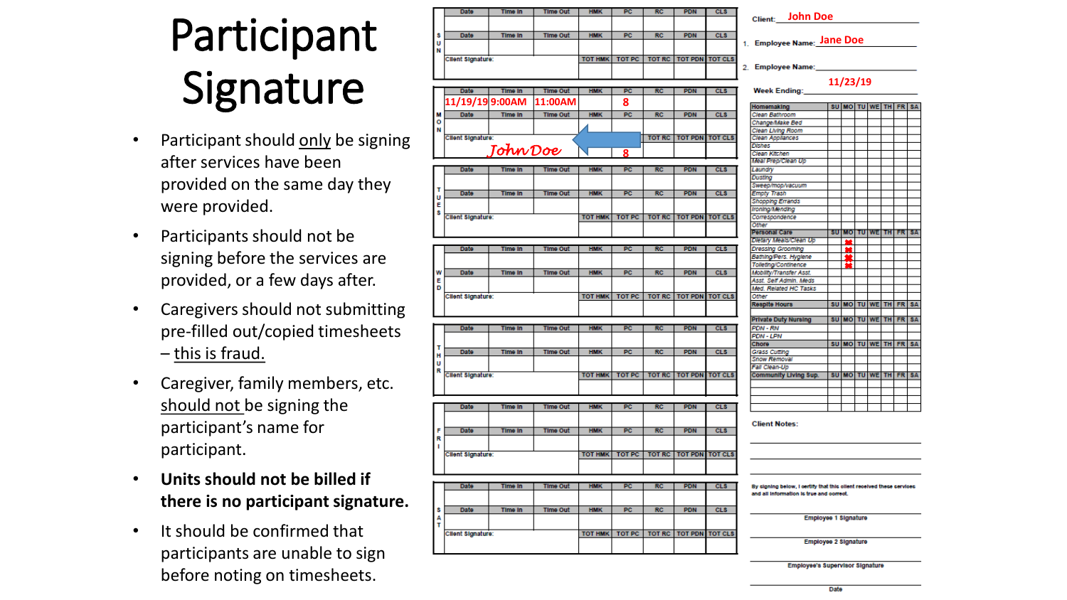# Participant Signature

- Participant should <u>only</u> be signing after services have been provided on the same day they were provided.
- Participants should not be signing before the services are provided, or a few days after.
- Caregivers should not submitting pre-filled out/copied timesheets – <u>this is fraud.</u>
- Caregiver, family members, etc. <u>should not</u> be signing the participant's name for participant.
- **Units should not be billed if there is no participant signature.**
- It should be confirmed that participants are unable to sign before noting on timesheets.

| | Date | Time In | Time Out | HMK | PC | RC | PDN | CLS |
|---|---|---|---|---|---|---|---|---|
| SUN | | | | | | | | |
| | Date | Time In | Time Out | HMK | PC | RC | PDN | CLS |
| | | | | | | | | |
| | Client Signature: | | | TOT HMK | TOT PC | TOT RC | TOT PDN | TOT CLS |
| MON | Date | Time In | Time Out | HMK | PC | RC | PDN | CLS |
| | 11/19/19 | 9:00AM | 11:00AM | | 8 | | | |
| | Date | Time In | Time Out | HMK | PC | RC | PDN | CLS |
| | | | | | | | | |
| | Client Signature: John Doe | | | TOT HMK | TOT PC 8 | TOT RC | TOT PDN | TOT CLS |
| TUES | Date | Time In | Time Out | HMK | PC | RC | PDN | CLS |
| | Date | Time In | Time Out | HMK | PC | RC | PDN | CLS |
| | Client Signature: | | | TOT HMK | TOT PC | TOT RC | TOT PDN | TOT CLS |
| WED | Date | Time In | Time Out | HMK | PC | RC | PDN | CLS |
| | Date | Time In | Time Out | HMK | PC | RC | PDN | CLS |
| | Client Signature: | | | TOT HMK | TOT PC | TOT RC | TOT PDN | TOT CLS |
| THUR | Date | Time In | Time Out | HMK | PC | RC | PDN | CLS |
| | Date | Time In | Time Out | HMK | PC | RC | PDN | CLS |
| | Client Signature: | | | TOT HMK | TOT PC | TOT RC | TOT PDN | TOT CLS |
| FRI | Date | Time In | Time Out | HMK | PC | RC | PDN | CLS |
| | Date | Time In | Time Out | HMK | PC | RC | PDN | CLS |
| | Client Signature: | | | TOT HMK | TOT PC | TOT RC | TOT PDN | TOT CLS |
| SAT | Date | Time In | Time Out | HMK | PC | RC | PDN | CLS |
| | Date | Time In | Time Out | HMK | PC | RC | PDN | CLS |
| | Client Signature: | | | TOT HMK | TOT PC | TOT RC | TOT PDN | TOT CLS |

Client: John Doe

1. Employee Name: Jane Doe
2. Employee Name:

Week Ending: 11/23/19

| Homemaking | SU | MO | TU | WE | TH | FR | SA |
|---|---|---|---|---|---|---|---|
| Clean Bathroom | | | | | | | |
| Change/Make Bed | | | | | | | |
| Clean Living Room | | | | | | | |
| Clean Appliances | | | | | | | |
| Dishes | | | | | | | |
| Clean Kitchen | | | | | | | |
| Meal Prep/Clean Up | | | | | | | |
| Laundry | | | | | | | |
| Dusting | | | | | | | |
| Sweep/mop/vacuum | | | | | | | |
| Empty Trash | | | | | | | |
| Shopping Errands | | | | | | | |
| Ironing/Mending | | | | | | | |
| Correspondence | | | | | | | |
| Other | | | | | | | |
| **Personal Care** | **SU** | **MO** | **TU** | **WE** | **TH** | **FR** | **SA** |
| Dietary Meals/Clean Up | | X | | | | | |
| Dressing Grooming | | X | | | | | |
| Bathing/Pers. Hygiene | | X | | | | | |
| Toileting/Continence | | X | | | | | |
| Mobility/Transfer Asst. | | | | | | | |
| Asst. Self Admin. Meds | | | | | | | |
| Med. Related HC Tasks | | | | | | | |
| Other | | | | | | | |
| **Respite Hours** | **SU** | **MO** | **TU** | **WE** | **TH** | **FR** | **SA** |
| **Private Duty Nursing** | **SU** | **MO** | **TU** | **WE** | **TH** | **FR** | **SA** |
| PDN - RN | | | | | | | |
| PDN - LPN | | | | | | | |
| **Chore** | **SU** | **MO** | **TU** | **WE** | **TH** | **FR** | **SA** |
| Grass Cutting | | | | | | | |
| Snow Removal | | | | | | | |
| Fall Clean-Up | | | | | | | |
| **Community Living Sup.** | **SU** | **MO** | **TU** | **WE** | **TH** | **FR** | **SA** |

Client Notes:

By signing below, I certify that this client received these services and all information is true and correct.

Employee 1 Signature

Employee 2 Signature

Employee's Supervisor Signature

Date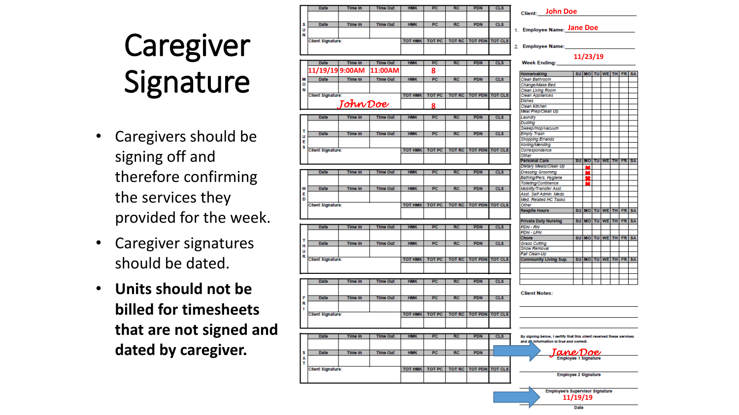# Caregiver Signature

- Caregivers should be signing off and therefore confirming the services they provided for the week.
- Caregiver signatures should be dated.
- **Units should not be billed for timesheets that are not signed and dated by caregiver.**

| | Date | Time In | Time Out | HMK | PC | RC | PDN | CLS |
|---|---|---|---|---|---|---|---|---|
| SUN | | | | | | | | |
| | Date | Time In | Time Out | HMK | PC | RC | PDN | CLS |
| | | | | | | | | |
| | Client Signature: | | | TOT HMK | TOT PC | TOT RC | TOT PDN | TOT CLS |
| | | | | | | | | |
| MON | Date | Time In | Time Out | HMK | PC | RC | PDN | CLS |
| | 11/19/19 | 9:00AM | 11:00AM | | 8 | | | |
| | Date | Time In | Time Out | HMK | PC | RC | PDN | CLS |
| | | | | | | | | |
| | Client Signature: | | | TOT HMK | TOT PC | TOT RC | TOT PDN | TOT CLS |
| | John Doe | | | | 8 | | | |
| TUES | Date | Time In | Time Out | HMK | PC | RC | PDN | CLS |
| | Date | Time In | Time Out | HMK | PC | RC | PDN | CLS |
| | Client Signature: | | | TOT HMK | TOT PC | TOT RC | TOT PDN | TOT CLS |
| WED | Date | Time In | Time Out | HMK | PC | RC | PDN | CLS |
| | Date | Time In | Time Out | HMK | PC | RC | PDN | CLS |
| | Client Signature: | | | TOT HMK | TOT PC | TOT RC | TOT PDN | TOT CLS |
| THUR | Date | Time In | Time Out | HMK | PC | RC | PDN | CLS |
| | Date | Time In | Time Out | HMK | PC | RC | PDN | CLS |
| | Client Signature: | | | TOT HMK | TOT PC | TOT RC | TOT PDN | TOT CLS |
| FRI | Date | Time In | Time Out | HMK | PC | RC | PDN | CLS |
| | Date | Time In | Time Out | HMK | PC | RC | PDN | CLS |
| | Client Signature: | | | TOT HMK | TOT PC | TOT RC | TOT PDN | TOT CLS |
| SAT | Date | Time In | Time Out | HMK | PC | RC | PDN | CLS |
| | Date | Time In | Time Out | HMK | PC | RC | PDN | |
| | Client Signature: | | | TOT HMK | TOT PC | TOT RC | TOT PDN | TOT CLS |

Client: John Doe

1. Employee Name: Jane Doe

2. Employee Name:

Week Ending: 11/23/19

| Homemaking | SU | MO | TU | WE | TH | FR | SA |
|---|---|---|---|---|---|---|---|
| Clean Bathroom | | | | | | | |
| Change/Make Bed | | | | | | | |
| Clean Living Room | | | | | | | |
| Clean Appliances | | | | | | | |
| Dishes | | | | | | | |
| Clean Kitchen | | | | | | | |
| Meal Prep/Clean Up | | | | | | | |
| Laundry | | | | | | | |
| Dusting | | | | | | | |
| Sweep/mop/vacuum | | | | | | | |
| Empty Trash | | | | | | | |
| Shopping Errands | | | | | | | |
| Ironing/Mending | | | | | | | |
| Correspondence | | | | | | | |
| Other | | | | | | | |
| **Personal Care** | **SU** | **MO** | **TU** | **WE** | **TH** | **FR** | **SA** |
| Dietary Meals/Clean Up | | X | | | | | |
| Dressing Grooming | | X | | | | | |
| Bathing/Pers. Hygiene | | X | | | | | |
| Toileting/Continence | | X | | | | | |
| Mobility/Transfer Asst. | | | | | | | |
| Asst. Self Admin. Meds | | | | | | | |
| Med. Related HC Tasks | | | | | | | |
| Other | | | | | | | |
| **Respite Hours** | **SU** | **MO** | **TU** | **WE** | **TH** | **FR** | **SA** |
| **Private Duty Nursing** | **SU** | **MO** | **TU** | **WE** | **TH** | **FR** | **SA** |
| PDN - RN | | | | | | | |
| PDN - LPN | | | | | | | |
| **Chore** | **SU** | **MO** | **TU** | **WE** | **TH** | **FR** | **SA** |
| Grass Cutting | | | | | | | |
| Snow Removal | | | | | | | |
| Fall Clean-Up | | | | | | | |
| **Community Living Sup.** | **SU** | **MO** | **TU** | **WE** | **TH** | **FR** | **SA** |

Client Notes:

By signing below, I certify that this client received these services and all information is true and correct.

Jane Doe
Employee 1 Signature

Employee 2 Signature

Employee's Supervisor Signature

11/19/19
Date